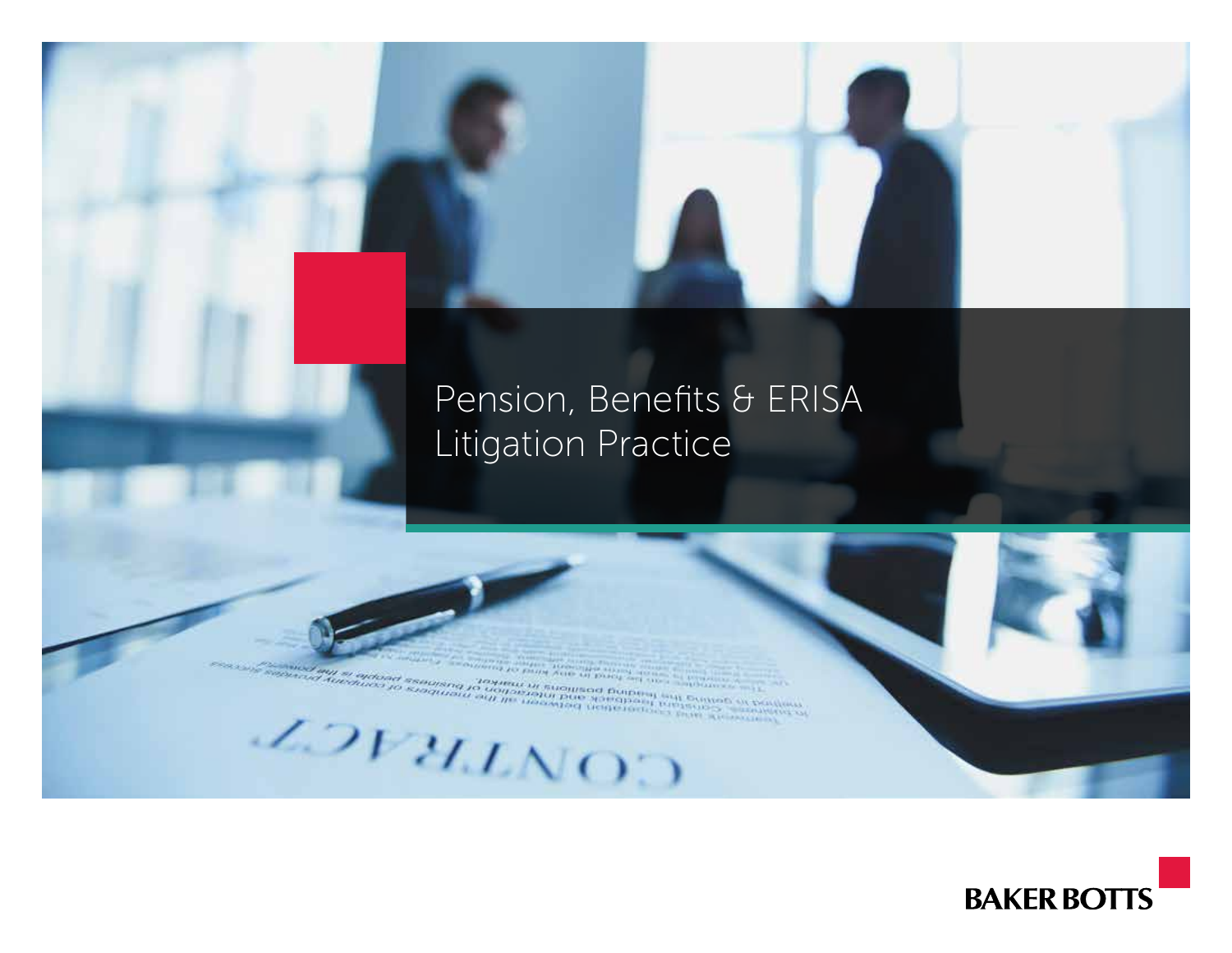# Pension, Benefits & ERISA Litigation Practice

BAKER BOTTS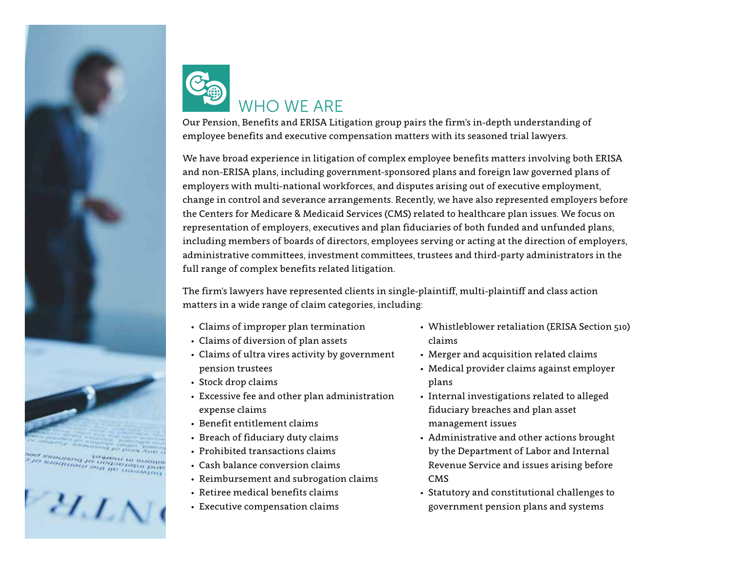# WHO WE ARE

Our Pension, Benefits and ERISA Litigation group pairs the firm's in-depth understanding of employee benefits and executive compensation matters with its seasoned trial lawyers.

We have broad experience in litigation of complex employee benefits matters involving both ERISA and non-ERISA plans, including government-sponsored plans and foreign law governed plans of employers with multi-national workforces, and disputes arising out of executive employment, change in control and severance arrangements. Recently, we have also represented employers before the Centers for Medicare & Medicaid Services (CMS) related to healthcare plan issues. We focus on representation of employers, executives and plan fiduciaries of both funded and unfunded plans, including members of boards of directors, employees serving or acting at the direction of employers, administrative committees, investment committees, trustees and third-party administrators in the full range of complex benefits related litigation.

The firm's lawyers have represented clients in single-plaintiff, multi-plaintiff and class action matters in a wide range of claim categories, including:

- Claims of improper plan termination
- Claims of diversion of plan assets
- Claims of ultra vires activity by government pension trustees
- Stock drop claims
- Excessive fee and other plan administration expense claims
- Benefit entitlement claims
- Breach of fiduciary duty claims
- Prohibited transactions claims
- Cash balance conversion claims
- Reimbursement and subrogation claims
- Retiree medical benefits claims
- Executive compensation claims
- Whistleblower retaliation (ERISA Section 510) claims
- Merger and acquisition related claims
- Medical provider claims against employer plans
- Internal investigations related to alleged fiduciary breaches and plan asset management issues
- Administrative and other actions brought by the Department of Labor and Internal Revenue Service and issues arising before CMS
- Statutory and constitutional challenges to government pension plans and systems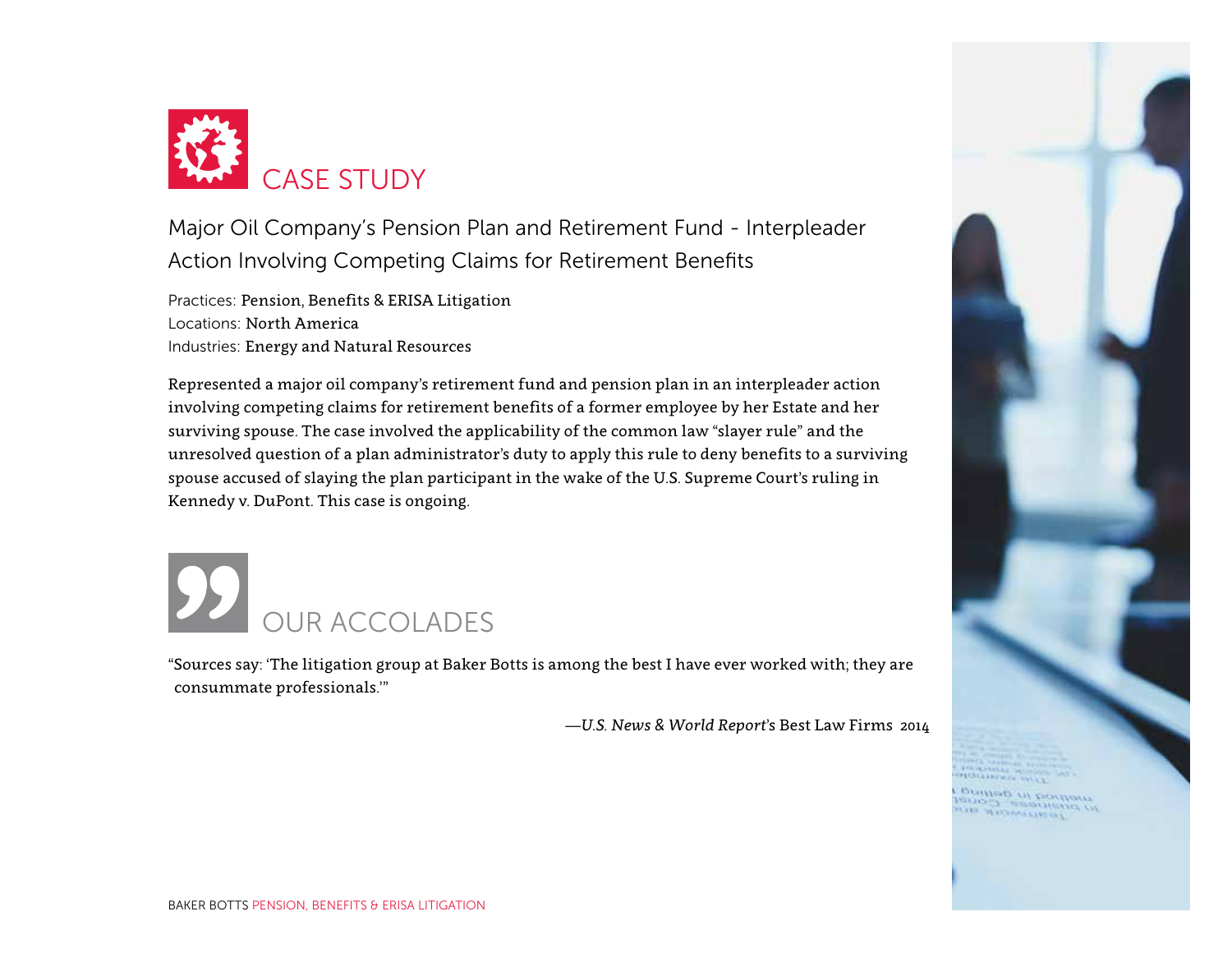# CASE STUDY

## Major Oil Company's Pension Plan and Retirement Fund - Interpleader Action Involving Competing Claims for Retirement Benefits

Practices: Pension, Benefits & ERISA Litigation
Locations: North America
Industries: Energy and Natural Resources

Represented a major oil company's retirement fund and pension plan in an interpleader action involving competing claims for retirement benefits of a former employee by her Estate and her surviving spouse. The case involved the applicability of the common law "slayer rule" and the unresolved question of a plan administrator's duty to apply this rule to deny benefits to a surviving spouse accused of slaying the plan participant in the wake of the U.S. Supreme Court's ruling in Kennedy v. DuPont. This case is ongoing.

# OUR ACCOLADES

"Sources say: 'The litigation group at Baker Botts is among the best I have ever worked with; they are consummate professionals.'"

—*U.S. News & World Report*'s Best Law Firms 2014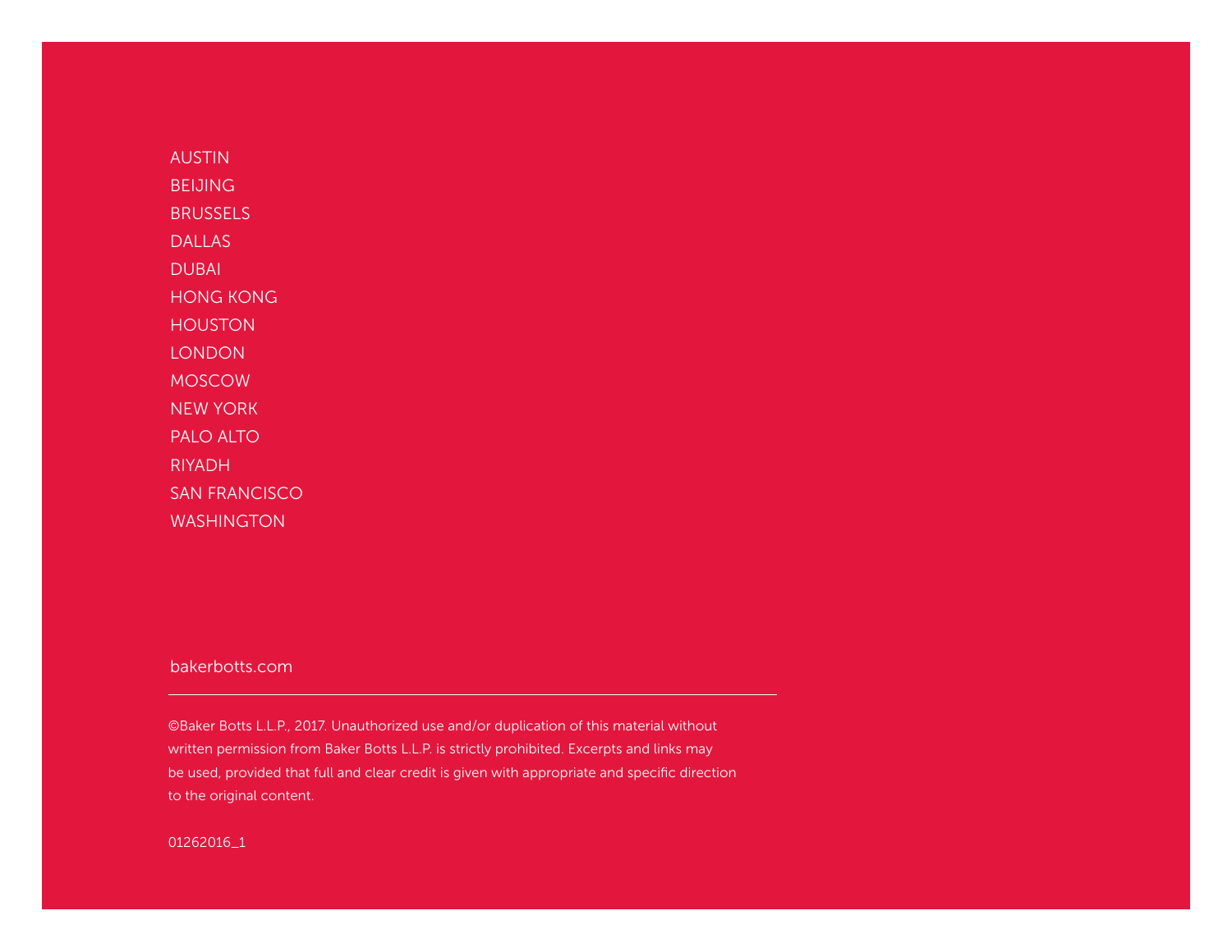AUSTIN
BEIJING
BRUSSELS
DALLAS
DUBAI
HONG KONG
HOUSTON
LONDON
MOSCOW
NEW YORK
PALO ALTO
RIYADH
SAN FRANCISCO
WASHINGTON

bakerbotts.com

---

©Baker Botts L.L.P., 2017. Unauthorized use and/or duplication of this material without written permission from Baker Botts L.L.P. is strictly prohibited. Excerpts and links may be used, provided that full and clear credit is given with appropriate and specific direction to the original content.

01262016_1